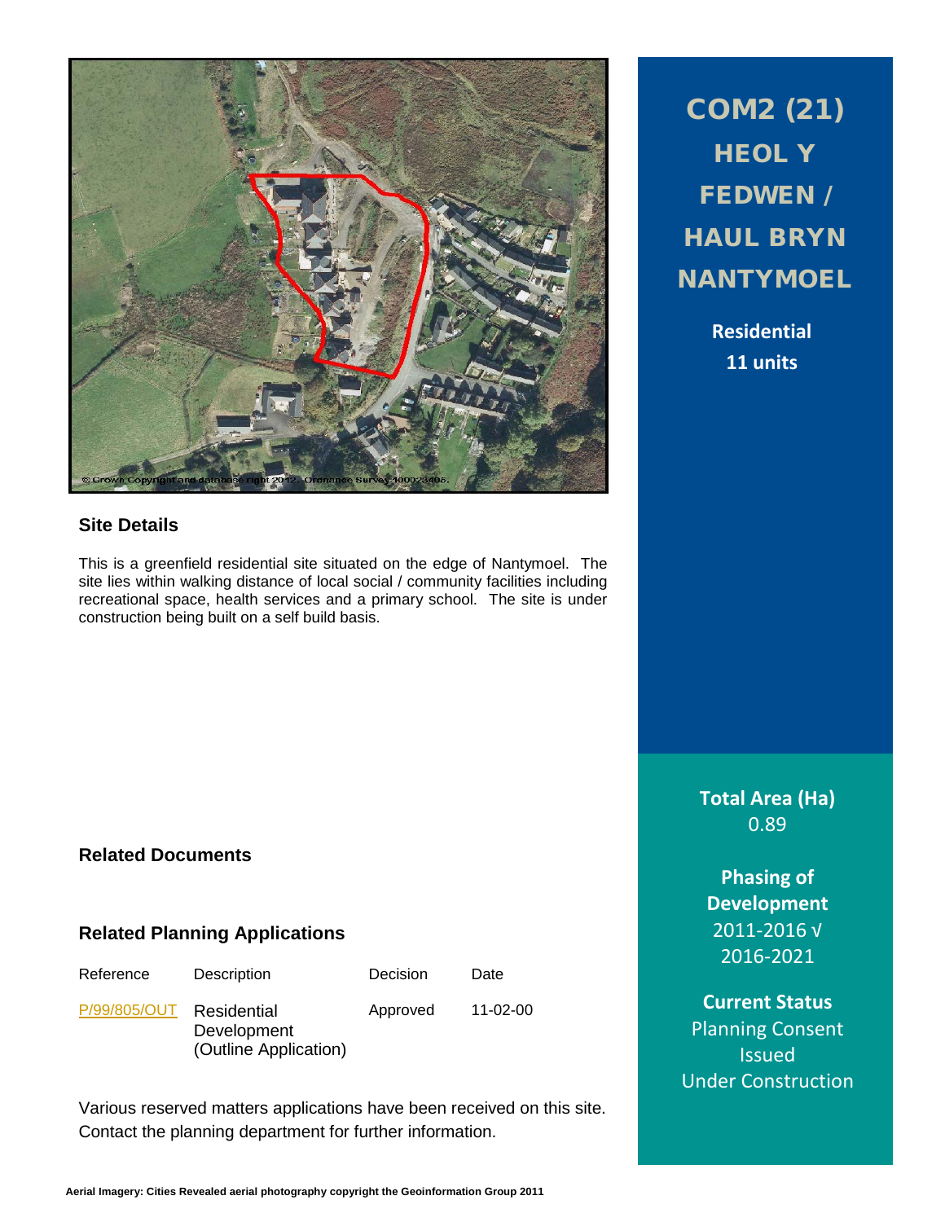# COM2 (21) HEOL Y FEDWEN / HAUL BRYN NANTYMOEL

**Residential**
**11 units**

## Site Details

This is a greenfield residential site situated on the edge of Nantymoel. The site lies within walking distance of local social / community facilities including recreational space, health services and a primary school. The site is under construction being built on a self build basis.

**Total Area (Ha)**
0.89

**Phasing of Development**
2011-2016 √
2016-2021

**Current Status**
Planning Consent Issued
Under Construction

## Related Documents

## Related Planning Applications

| Reference | Description | Decision | Date |
|---|---|---|---|
| P/99/805/OUT | Residential Development (Outline Application) | Approved | 11-02-00 |

Various reserved matters applications have been received on this site. Contact the planning department for further information.

Aerial Imagery: Cities Revealed aerial photography copyright the Geoinformation Group 2011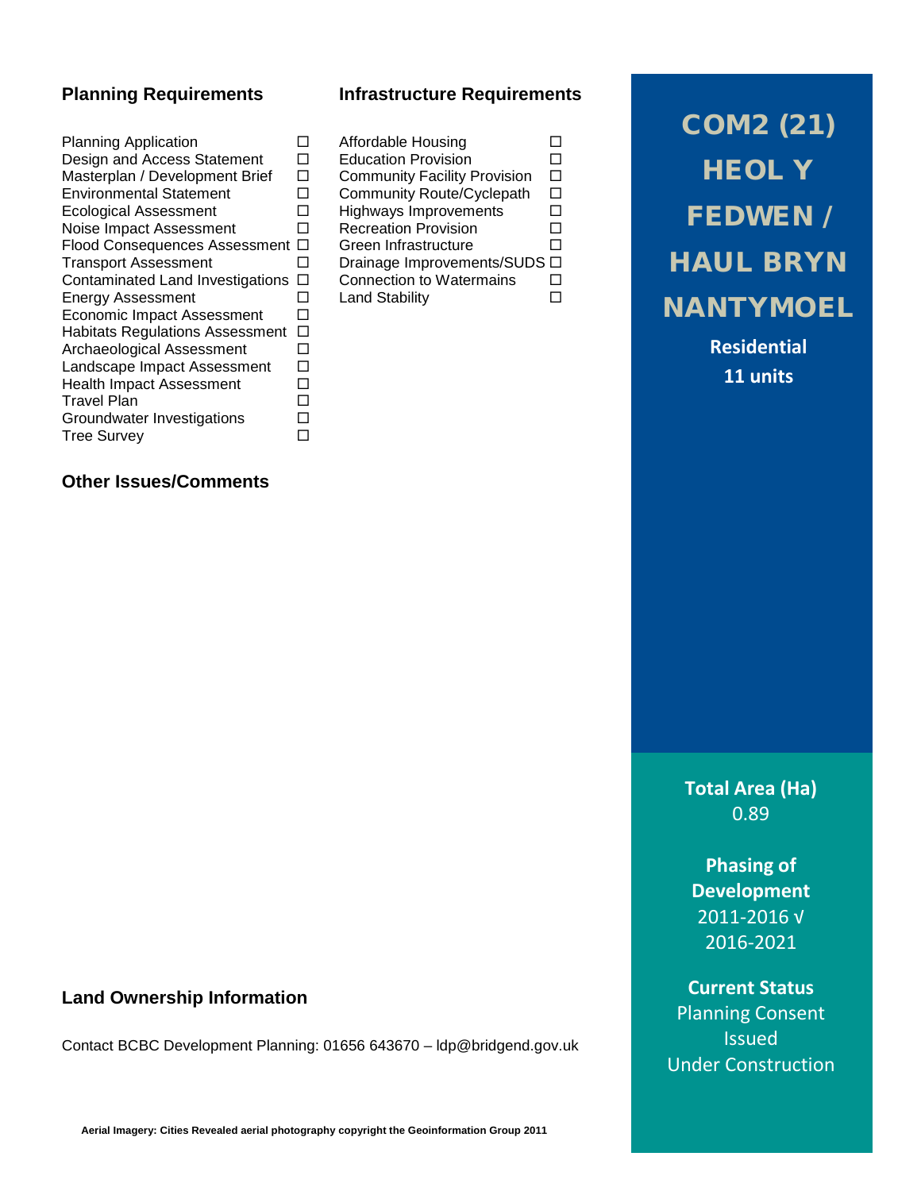## Planning Requirements

- Planning Application ☐
- Design and Access Statement ☐
- Masterplan / Development Brief ☐
- Environmental Statement ☐
- Ecological Assessment ☐
- Noise Impact Assessment ☐
- Flood Consequences Assessment ☐
- Transport Assessment ☐
- Contaminated Land Investigations ☐
- Energy Assessment ☐
- Economic Impact Assessment ☐
- Habitats Regulations Assessment ☐
- Archaeological Assessment ☐
- Landscape Impact Assessment ☐
- Health Impact Assessment ☐
- Travel Plan ☐
- Groundwater Investigations ☐
- Tree Survey ☐

## Infrastructure Requirements

- Affordable Housing ☐
- Education Provision ☐
- Community Facility Provision ☐
- Community Route/Cyclepath ☐
- Highways Improvements ☐
- Recreation Provision ☐
- Green Infrastructure ☐
- Drainage Improvements/SUDS ☐
- Connection to Watermains ☐
- Land Stability ☐

## Other Issues/Comments

## Land Ownership Information

Contact BCBC Development Planning: 01656 643670 – ldp@bridgend.gov.uk

**Aerial Imagery: Cities Revealed aerial photography copyright the Geoinformation Group 2011**

# COM2 (21) HEOL Y FEDWEN / HAUL BRYN NANTYMOEL

**Residential**
**11 units**

**Total Area (Ha)**
0.89

**Phasing of Development**
2011-2016 √
2016-2021

**Current Status**
Planning Consent Issued
Under Construction